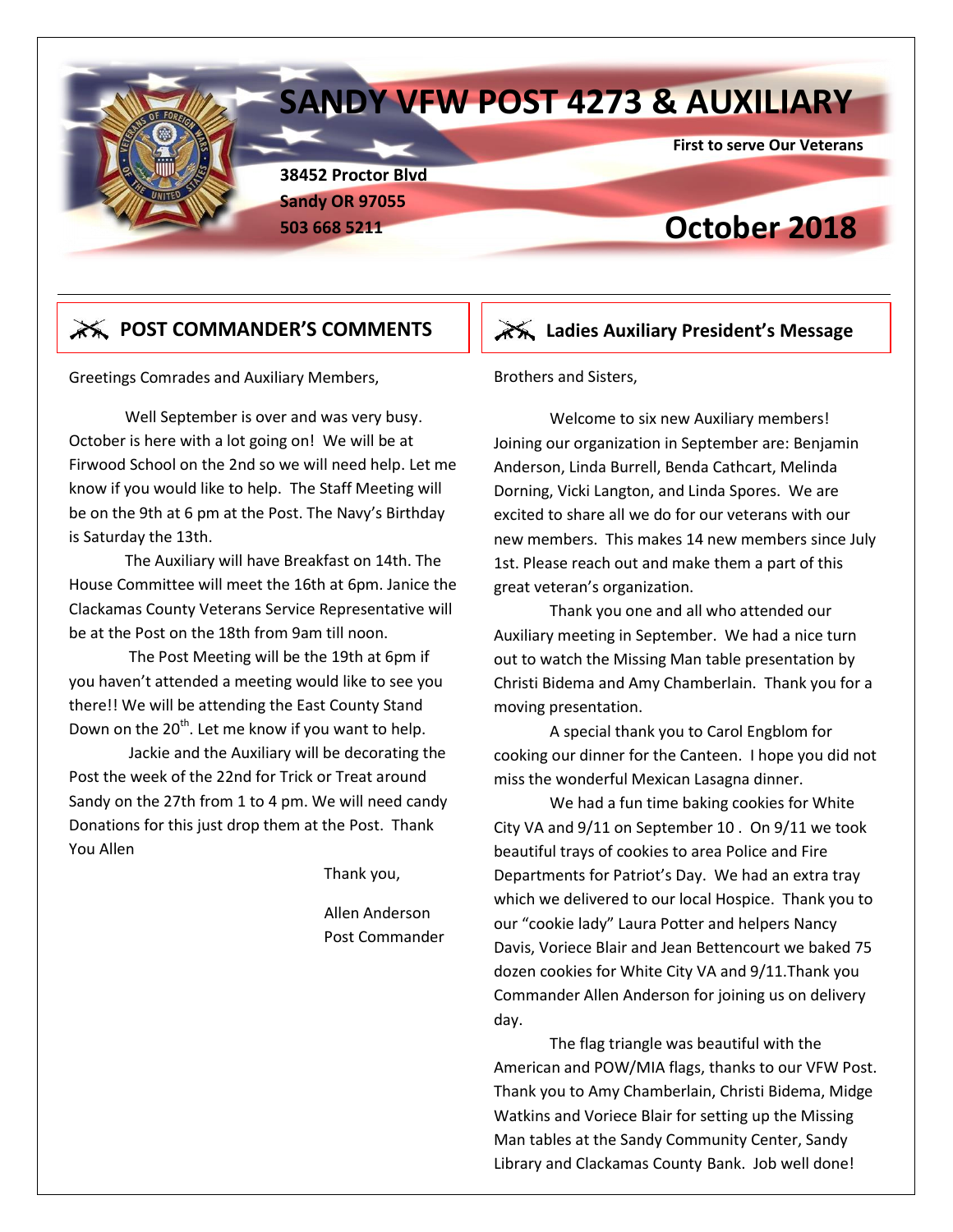# SANDY VFW POST 4273 & AUXILIARY

**First to serve Our Veterans**

**38452 Proctor Blvd**
**Sandy OR 97055**
**503 668 5211**

# October 2018

## POST COMMANDER'S COMMENTS

Greetings Comrades and Auxiliary Members,

Well September is over and was very busy. October is here with a lot going on! We will be at Firwood School on the 2nd so we will need help. Let me know if you would like to help. The Staff Meeting will be on the 9th at 6 pm at the Post. The Navy's Birthday is Saturday the 13th.

The Auxiliary will have Breakfast on 14th. The House Committee will meet the 16th at 6pm. Janice the Clackamas County Veterans Service Representative will be at the Post on the 18th from 9am till noon.

The Post Meeting will be the 19th at 6pm if you haven't attended a meeting would like to see you there!! We will be attending the East County Stand Down on the 20th. Let me know if you want to help.

Jackie and the Auxiliary will be decorating the Post the week of the 22nd for Trick or Treat around Sandy on the 27th from 1 to 4 pm. We will need candy Donations for this just drop them at the Post. Thank You Allen

Thank you,

Allen Anderson
Post Commander

## Ladies Auxiliary President's Message

Brothers and Sisters,

Welcome to six new Auxiliary members! Joining our organization in September are: Benjamin Anderson, Linda Burrell, Benda Cathcart, Melinda Dorning, Vicki Langton, and Linda Spores. We are excited to share all we do for our veterans with our new members. This makes 14 new members since July 1st. Please reach out and make them a part of this great veteran's organization.

Thank you one and all who attended our Auxiliary meeting in September. We had a nice turn out to watch the Missing Man table presentation by Christi Bidema and Amy Chamberlain. Thank you for a moving presentation.

A special thank you to Carol Engblom for cooking our dinner for the Canteen. I hope you did not miss the wonderful Mexican Lasagna dinner.

We had a fun time baking cookies for White City VA and 9/11 on September 10 . On 9/11 we took beautiful trays of cookies to area Police and Fire Departments for Patriot's Day. We had an extra tray which we delivered to our local Hospice. Thank you to our "cookie lady" Laura Potter and helpers Nancy Davis, Voriece Blair and Jean Bettencourt we baked 75 dozen cookies for White City VA and 9/11.Thank you Commander Allen Anderson for joining us on delivery day.

The flag triangle was beautiful with the American and POW/MIA flags, thanks to our VFW Post. Thank you to Amy Chamberlain, Christi Bidema, Midge Watkins and Voriece Blair for setting up the Missing Man tables at the Sandy Community Center, Sandy Library and Clackamas County Bank. Job well done!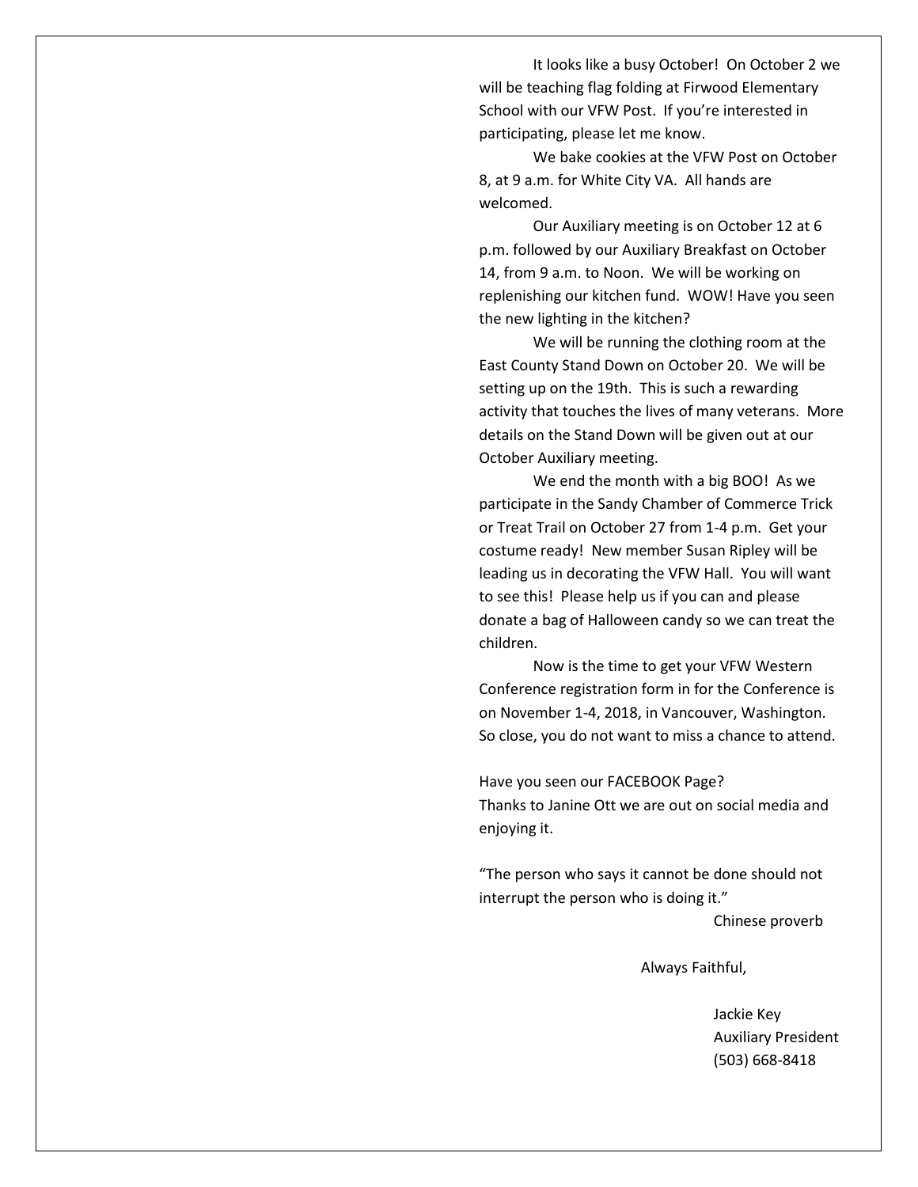It looks like a busy October! On October 2 we will be teaching flag folding at Firwood Elementary School with our VFW Post. If you're interested in participating, please let me know.

We bake cookies at the VFW Post on October 8, at 9 a.m. for White City VA. All hands are welcomed.

Our Auxiliary meeting is on October 12 at 6 p.m. followed by our Auxiliary Breakfast on October 14, from 9 a.m. to Noon. We will be working on replenishing our kitchen fund. WOW! Have you seen the new lighting in the kitchen?

We will be running the clothing room at the East County Stand Down on October 20. We will be setting up on the 19th. This is such a rewarding activity that touches the lives of many veterans. More details on the Stand Down will be given out at our October Auxiliary meeting.

We end the month with a big BOO! As we participate in the Sandy Chamber of Commerce Trick or Treat Trail on October 27 from 1-4 p.m. Get your costume ready! New member Susan Ripley will be leading us in decorating the VFW Hall. You will want to see this! Please help us if you can and please donate a bag of Halloween candy so we can treat the children.

Now is the time to get your VFW Western Conference registration form in for the Conference is on November 1-4, 2018, in Vancouver, Washington. So close, you do not want to miss a chance to attend.

Have you seen our FACEBOOK Page?
Thanks to Janine Ott we are out on social media and enjoying it.

"The person who says it cannot be done should not interrupt the person who is doing it."

Chinese proverb

Always Faithful,

Jackie Key
Auxiliary President
(503) 668-8418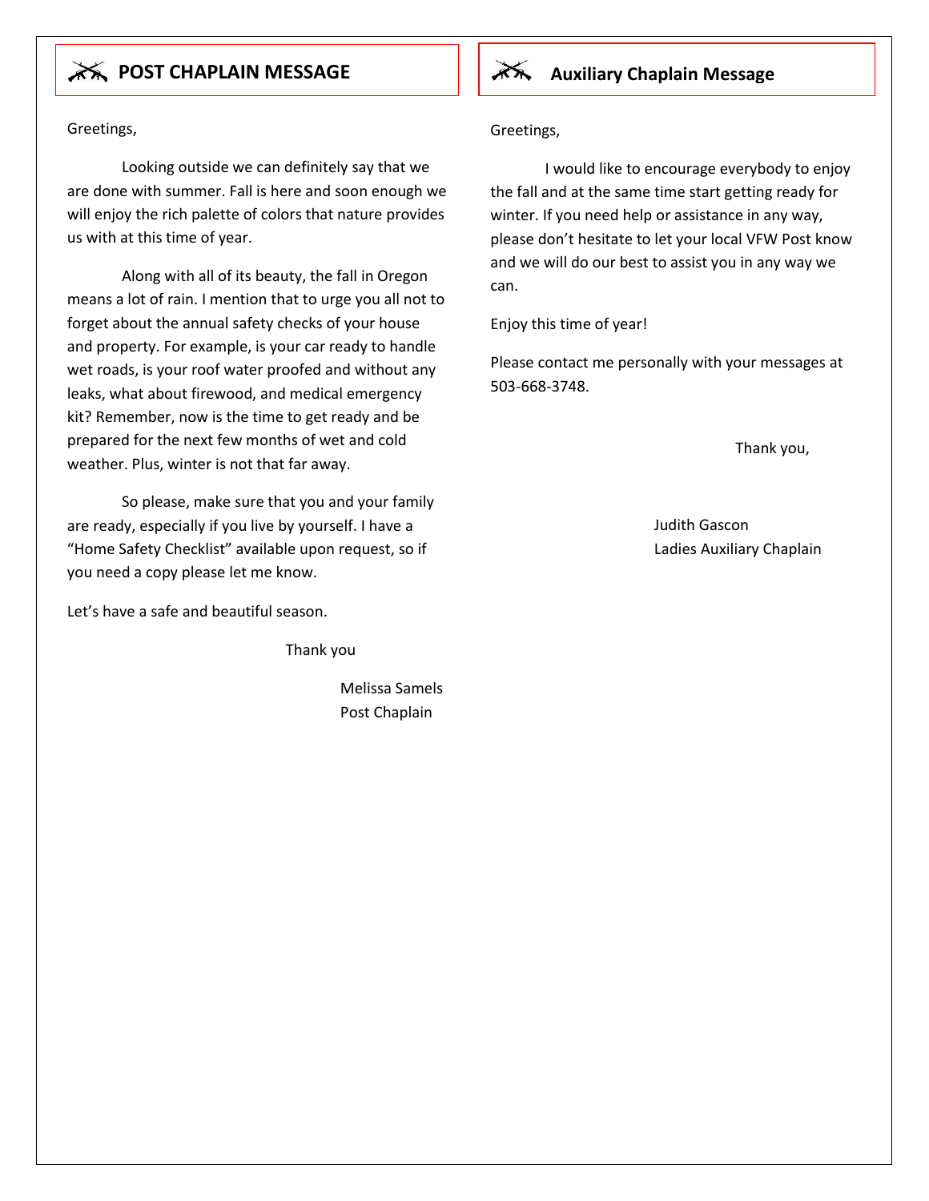## POST CHAPLAIN MESSAGE

Greetings,

Looking outside we can definitely say that we are done with summer. Fall is here and soon enough we will enjoy the rich palette of colors that nature provides us with at this time of year.

Along with all of its beauty, the fall in Oregon means a lot of rain. I mention that to urge you all not to forget about the annual safety checks of your house and property. For example, is your car ready to handle wet roads, is your roof water proofed and without any leaks, what about firewood, and medical emergency kit? Remember, now is the time to get ready and be prepared for the next few months of wet and cold weather. Plus, winter is not that far away.

So please, make sure that you and your family are ready, especially if you live by yourself. I have a "Home Safety Checklist" available upon request, so if you need a copy please let me know.

Let's have a safe and beautiful season.

Thank you

Melissa Samels
Post Chaplain

## Auxiliary Chaplain Message

Greetings,

I would like to encourage everybody to enjoy the fall and at the same time start getting ready for winter. If you need help or assistance in any way, please don't hesitate to let your local VFW Post know and we will do our best to assist you in any way we can.

Enjoy this time of year!

Please contact me personally with your messages at 503-668-3748.

Thank you,

Judith Gascon
Ladies Auxiliary Chaplain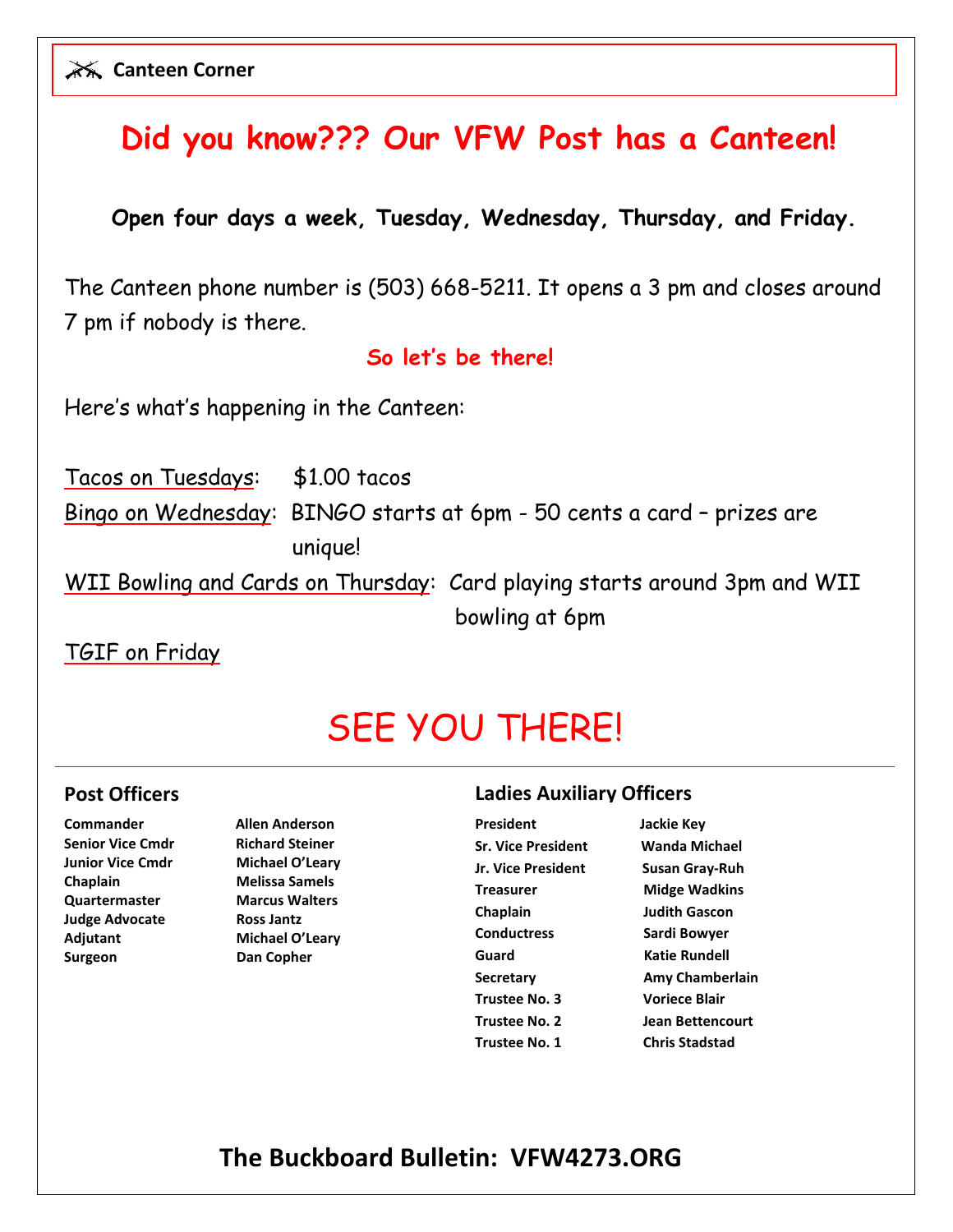## Canteen Corner

# Did you know??? Our VFW Post has a Canteen!

**Open four days a week, Tuesday, Wednesday, Thursday, and Friday.**

The Canteen phone number is (503) 668-5211. It opens a 3 pm and closes around 7 pm if nobody is there.

**So let's be there!**

Here's what's happening in the Canteen:

Tacos on Tuesdays: $1.00 tacos

Bingo on Wednesday: BINGO starts at 6pm - 50 cents a card – prizes are unique!

WII Bowling and Cards on Thursday: Card playing starts around 3pm and WII bowling at 6pm

TGIF on Friday

# SEE YOU THERE!

### Post Officers

| | |
|---|---|
| **Commander** | **Allen Anderson** |
| **Senior Vice Cmdr** | **Richard Steiner** |
| **Junior Vice Cmdr** | **Michael O'Leary** |
| **Chaplain** | **Melissa Samels** |
| **Quartermaster** | **Marcus Walters** |
| **Judge Advocate** | **Ross Jantz** |
| **Adjutant** | **Michael O'Leary** |
| **Surgeon** | **Dan Copher** |

### Ladies Auxiliary Officers

| | |
|---|---|
| **President** | **Jackie Key** |
| **Sr. Vice President** | **Wanda Michael** |
| **Jr. Vice President** | **Susan Gray-Ruh** |
| **Treasurer** | **Midge Wadkins** |
| **Chaplain** | **Judith Gascon** |
| **Conductress** | **Sardi Bowyer** |
| **Guard** | **Katie Rundell** |
| **Secretary** | **Amy Chamberlain** |
| **Trustee No. 3** | **Voriece Blair** |
| **Trustee No. 2** | **Jean Bettencourt** |
| **Trustee No. 1** | **Chris Stadstad** |

**The Buckboard Bulletin: VFW4273.ORG**